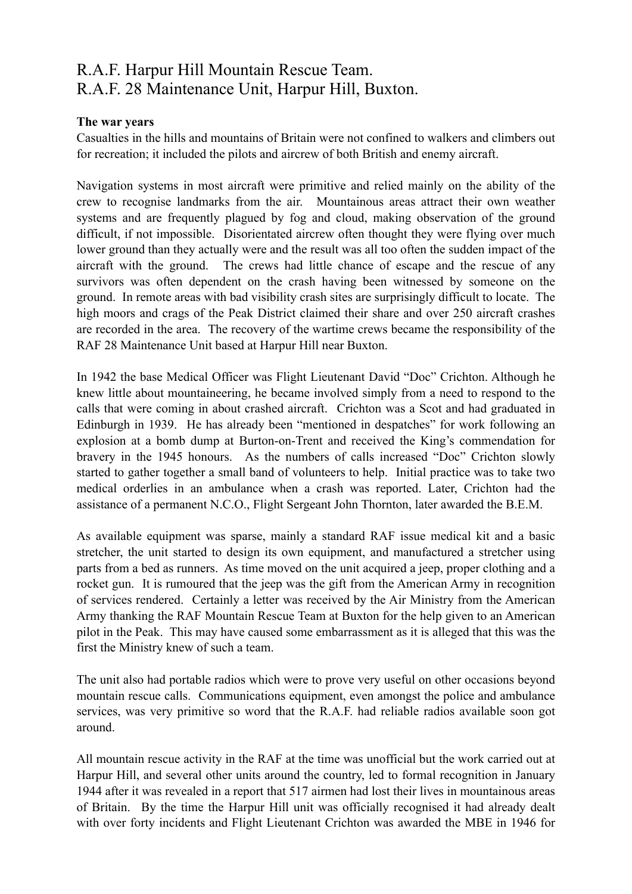# R.A.F. Harpur Hill Mountain Rescue Team.
# R.A.F. 28 Maintenance Unit, Harpur Hill, Buxton.

**The war years**

Casualties in the hills and mountains of Britain were not confined to walkers and climbers out for recreation; it included the pilots and aircrew of both British and enemy aircraft.

Navigation systems in most aircraft were primitive and relied mainly on the ability of the crew to recognise landmarks from the air. Mountainous areas attract their own weather systems and are frequently plagued by fog and cloud, making observation of the ground difficult, if not impossible. Disorientated aircrew often thought they were flying over much lower ground than they actually were and the result was all too often the sudden impact of the aircraft with the ground. The crews had little chance of escape and the rescue of any survivors was often dependent on the crash having been witnessed by someone on the ground. In remote areas with bad visibility crash sites are surprisingly difficult to locate. The high moors and crags of the Peak District claimed their share and over 250 aircraft crashes are recorded in the area. The recovery of the wartime crews became the responsibility of the RAF 28 Maintenance Unit based at Harpur Hill near Buxton.

In 1942 the base Medical Officer was Flight Lieutenant David "Doc" Crichton. Although he knew little about mountaineering, he became involved simply from a need to respond to the calls that were coming in about crashed aircraft. Crichton was a Scot and had graduated in Edinburgh in 1939. He has already been "mentioned in despatches" for work following an explosion at a bomb dump at Burton-on-Trent and received the King's commendation for bravery in the 1945 honours. As the numbers of calls increased "Doc" Crichton slowly started to gather together a small band of volunteers to help. Initial practice was to take two medical orderlies in an ambulance when a crash was reported. Later, Crichton had the assistance of a permanent N.C.O., Flight Sergeant John Thornton, later awarded the B.E.M.

As available equipment was sparse, mainly a standard RAF issue medical kit and a basic stretcher, the unit started to design its own equipment, and manufactured a stretcher using parts from a bed as runners. As time moved on the unit acquired a jeep, proper clothing and a rocket gun. It is rumoured that the jeep was the gift from the American Army in recognition of services rendered. Certainly a letter was received by the Air Ministry from the American Army thanking the RAF Mountain Rescue Team at Buxton for the help given to an American pilot in the Peak. This may have caused some embarrassment as it is alleged that this was the first the Ministry knew of such a team.

The unit also had portable radios which were to prove very useful on other occasions beyond mountain rescue calls. Communications equipment, even amongst the police and ambulance services, was very primitive so word that the R.A.F. had reliable radios available soon got around.

All mountain rescue activity in the RAF at the time was unofficial but the work carried out at Harpur Hill, and several other units around the country, led to formal recognition in January 1944 after it was revealed in a report that 517 airmen had lost their lives in mountainous areas of Britain. By the time the Harpur Hill unit was officially recognised it had already dealt with over forty incidents and Flight Lieutenant Crichton was awarded the MBE in 1946 for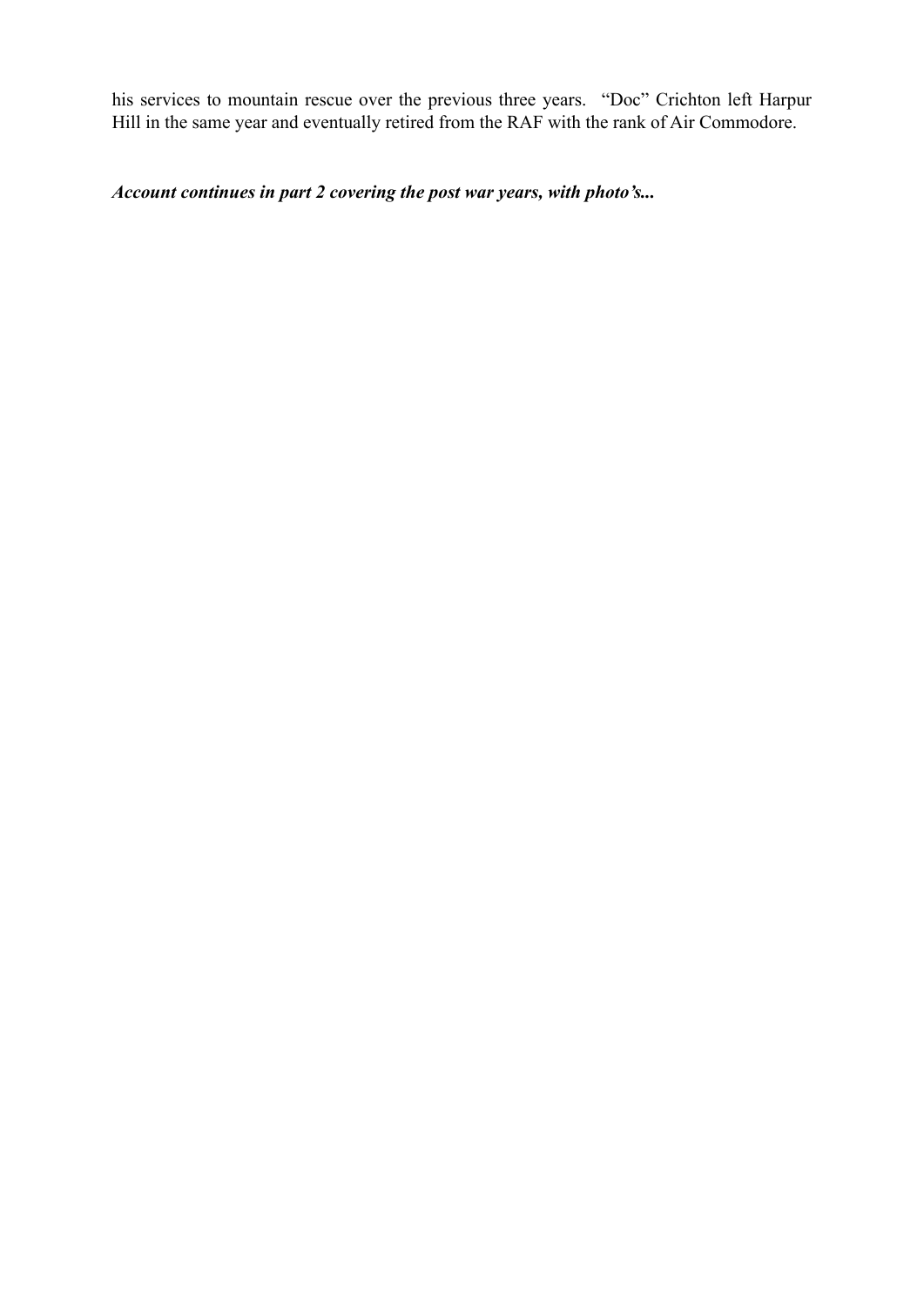his services to mountain rescue over the previous three years. "Doc" Crichton left Harpur Hill in the same year and eventually retired from the RAF with the rank of Air Commodore.

***Account continues in part 2 covering the post war years, with photo's...***